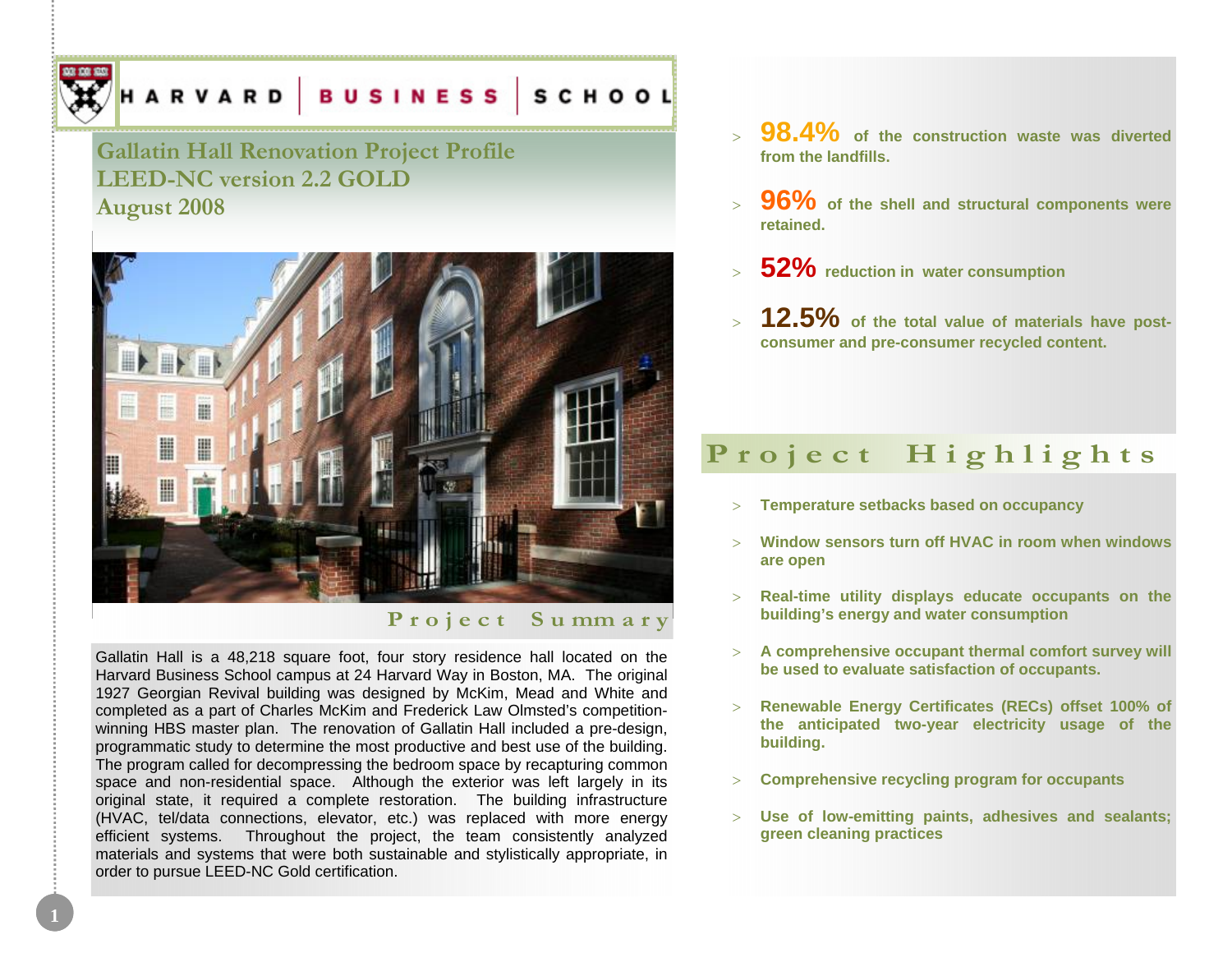HARVARD | BUSINESS | SCHOOL

# Gallatin Hall Renovation Project Profile
## LEED-NC version 2.2 GOLD
## August 2008

## Project Summary

Gallatin Hall is a 48,218 square foot, four story residence hall located on the Harvard Business School campus at 24 Harvard Way in Boston, MA. The original 1927 Georgian Revival building was designed by McKim, Mead and White and completed as a part of Charles McKim and Frederick Law Olmsted's competition-winning HBS master plan. The renovation of Gallatin Hall included a pre-design, programmatic study to determine the most productive and best use of the building. The program called for decompressing the bedroom space by recapturing common space and non-residential space. Although the exterior was left largely in its original state, it required a complete restoration. The building infrastructure (HVAC, tel/data connections, elevator, etc.) was replaced with more energy efficient systems. Throughout the project, the team consistently analyzed materials and systems that were both sustainable and stylistically appropriate, in order to pursue LEED-NC Gold certification.

- **98.4%** of the construction waste was diverted from the landfills.
- **96%** of the shell and structural components were retained.
- **52%** reduction in water consumption
- **12.5%** of the total value of materials have post-consumer and pre-consumer recycled content.

## Project Highlights

- Temperature setbacks based on occupancy
- Window sensors turn off HVAC in room when windows are open
- Real-time utility displays educate occupants on the building's energy and water consumption
- A comprehensive occupant thermal comfort survey will be used to evaluate satisfaction of occupants.
- Renewable Energy Certificates (RECs) offset 100% of the anticipated two-year electricity usage of the building.
- Comprehensive recycling program for occupants
- Use of low-emitting paints, adhesives and sealants; green cleaning practices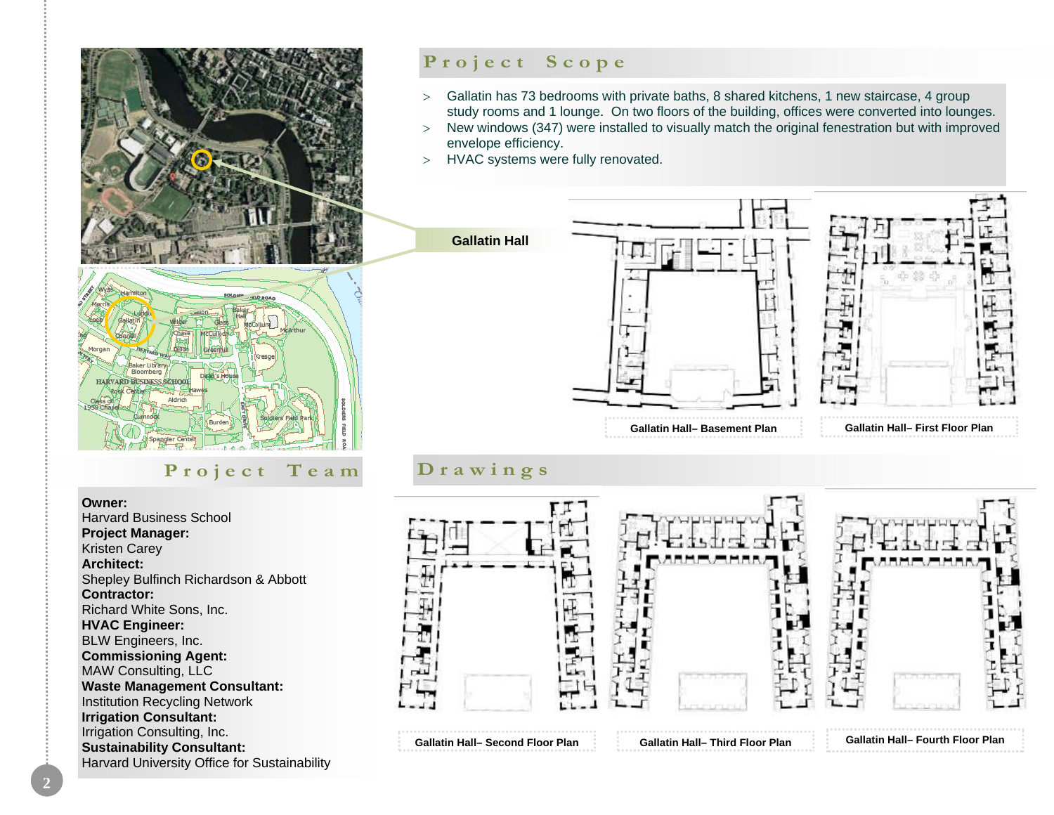## Project Scope

> Gallatin has 73 bedrooms with private baths, 8 shared kitchens, 1 new staircase, 4 group study rooms and 1 lounge. On two floors of the building, offices were converted into lounges.

> New windows (347) were installed to visually match the original fenestration but with improved envelope efficiency.

> HVAC systems were fully renovated.

Gallatin Hall

## Drawings

Gallatin Hall– Basement Plan

Gallatin Hall– First Floor Plan

Gallatin Hall– Second Floor Plan

Gallatin Hall– Third Floor Plan

Gallatin Hall– Fourth Floor Plan

## Project Team

**Owner:**
Harvard Business School

**Project Manager:**
Kristen Carey

**Architect:**
Shepley Bulfinch Richardson & Abbott

**Contractor:**
Richard White Sons, Inc.

**HVAC Engineer:**
BLW Engineers, Inc.

**Commissioning Agent:**
MAW Consulting, LLC

**Waste Management Consultant:**
Institution Recycling Network

**Irrigation Consultant:**
Irrigation Consulting, Inc.

**Sustainability Consultant:**
Harvard University Office for Sustainability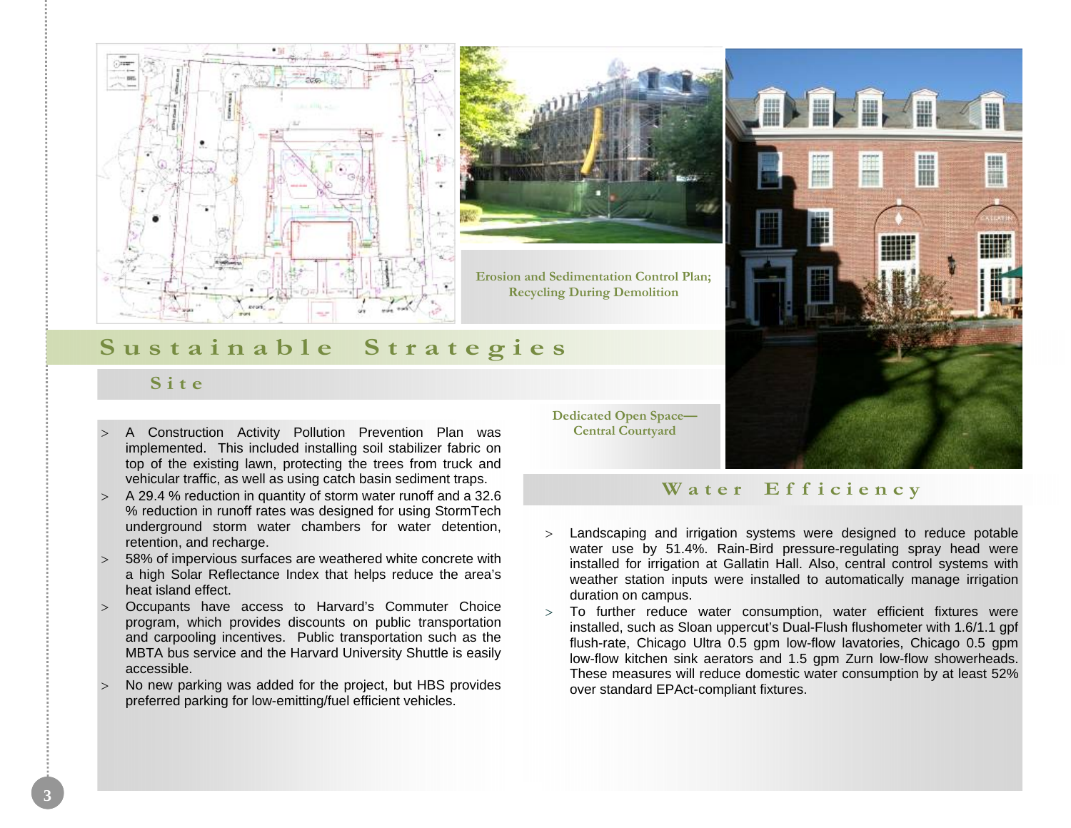Erosion and Sedimentation Control Plan; Recycling During Demolition

# Sustainable Strategies

## Site

- A Construction Activity Pollution Prevention Plan was implemented. This included installing soil stabilizer fabric on top of the existing lawn, protecting the trees from truck and vehicular traffic, as well as using catch basin sediment traps.
- A 29.4 % reduction in quantity of storm water runoff and a 32.6 % reduction in runoff rates was designed for using StormTech underground storm water chambers for water detention, retention, and recharge.
- 58% of impervious surfaces are weathered white concrete with a high Solar Reflectance Index that helps reduce the area's heat island effect.
- Occupants have access to Harvard's Commuter Choice program, which provides discounts on public transportation and carpooling incentives. Public transportation such as the MBTA bus service and the Harvard University Shuttle is easily accessible.
- No new parking was added for the project, but HBS provides preferred parking for low-emitting/fuel efficient vehicles.

Dedicated Open Space—Central Courtyard

## Water Efficiency

- Landscaping and irrigation systems were designed to reduce potable water use by 51.4%. Rain-Bird pressure-regulating spray head were installed for irrigation at Gallatin Hall. Also, central control systems with weather station inputs were installed to automatically manage irrigation duration on campus.
- To further reduce water consumption, water efficient fixtures were installed, such as Sloan uppercut's Dual-Flush flushometer with 1.6/1.1 gpf flush-rate, Chicago Ultra 0.5 gpm low-flow lavatories, Chicago 0.5 gpm low-flow kitchen sink aerators and 1.5 gpm Zurn low-flow showerheads. These measures will reduce domestic water consumption by at least 52% over standard EPAct-compliant fixtures.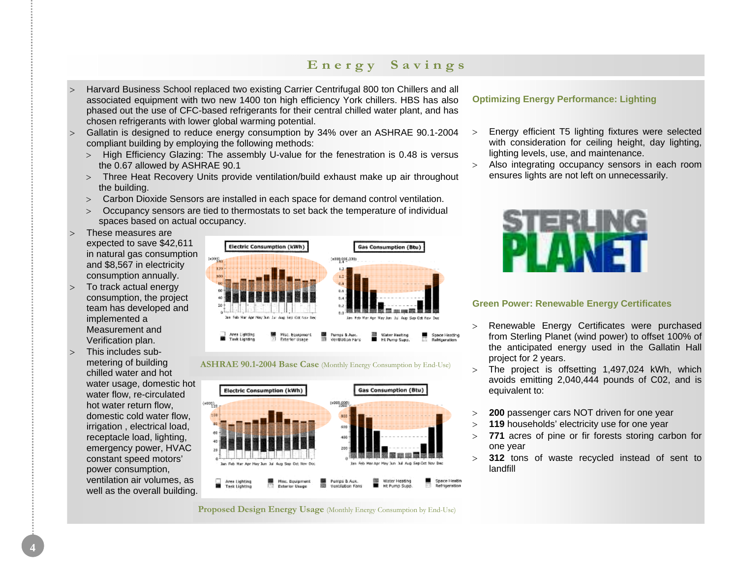# Energy Savings

- Harvard Business School replaced two existing Carrier Centrifugal 800 ton Chillers and all associated equipment with two new 1400 ton high efficiency York chillers. HBS has also phased out the use of CFC-based refrigerants for their central chilled water plant, and has chosen refrigerants with lower global warming potential.
- Gallatin is designed to reduce energy consumption by 34% over an ASHRAE 90.1-2004 compliant building by employing the following methods:
  - High Efficiency Glazing: The assembly U-value for the fenestration is 0.48 is versus the 0.67 allowed by ASHRAE 90.1
  - Three Heat Recovery Units provide ventilation/build exhaust make up air throughout the building.
  - Carbon Dioxide Sensors are installed in each space for demand control ventilation.
  - Occupancy sensors are tied to thermostats to set back the temperature of individual spaces based on actual occupancy.
- These measures are expected to save $42,611 in natural gas consumption and $8,567 in electricity consumption annually.
- To track actual energy consumption, the project team has developed and implemented a Measurement and Verification plan.
- This includes sub-metering of building chilled water and hot water usage, domestic hot water flow, re-circulated hot water return flow, domestic cold water flow, irrigation , electrical load, receptacle load, lighting, emergency power, HVAC constant speed motors' power consumption, ventilation air volumes, as well as the overall building.

**ASHRAE 90.1-2004 Base Case** (Monthly Energy Consumption by End-Use)

**Proposed Design Energy Usage** (Monthly Energy Consumption by End-Use)

## Optimizing Energy Performance: Lighting

- Energy efficient T5 lighting fixtures were selected with consideration for ceiling height, day lighting, lighting levels, use, and maintenance.
- Also integrating occupancy sensors in each room ensures lights are not left on unnecessarily.

STERLING PLANET

## Green Power: Renewable Energy Certificates

- Renewable Energy Certificates were purchased from Sterling Planet (wind power) to offset 100% of the anticipated energy used in the Gallatin Hall project for 2 years.
- The project is offsetting 1,497,024 kWh, which avoids emitting 2,040,444 pounds of C02, and is equivalent to:

- **200** passenger cars NOT driven for one year
- **119** households' electricity use for one year
- **771** acres of pine or fir forests storing carbon for one year
- **312** tons of waste recycled instead of sent to landfill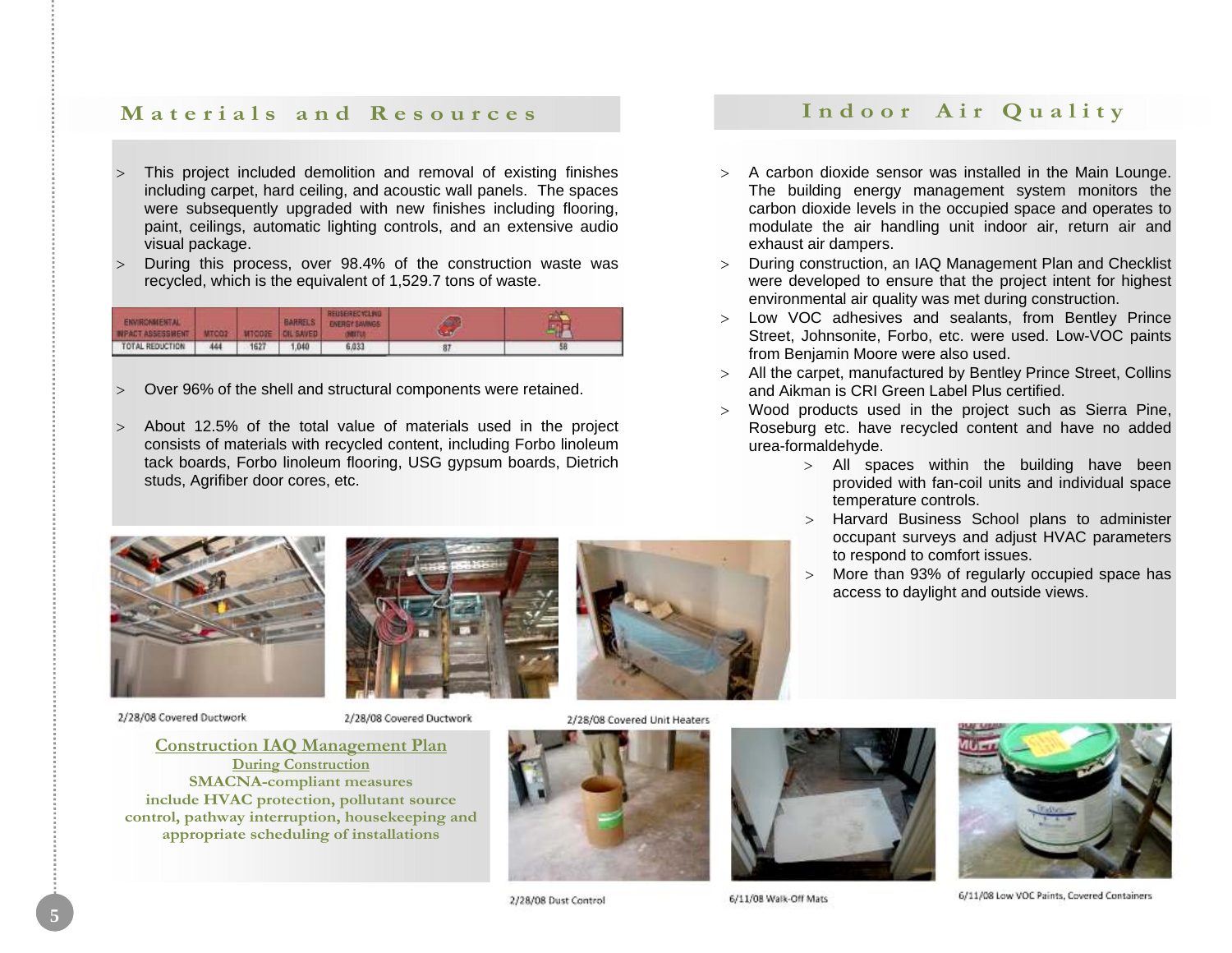## Materials and Resources

- This project included demolition and removal of existing finishes including carpet, hard ceiling, and acoustic wall panels. The spaces were subsequently upgraded with new finishes including flooring, paint, ceilings, automatic lighting controls, and an extensive audio visual package.
- During this process, over 98.4% of the construction waste was recycled, which is the equivalent of 1,529.7 tons of waste.

| ENVIRONMENTAL IMPACT ASSESSMENT | MTCO2 | MTCO2E | BARRELS OIL SAVED | REUSE/RECYCLING ENERGY SAVINGS (MBTU) | | |
|---|---|---|---|---|---|---|
| TOTAL REDUCTION | 444 | 1627 | 1,040 | 6,033 | 87 | 58 |

- Over 96% of the shell and structural components were retained.
- About 12.5% of the total value of materials used in the project consists of materials with recycled content, including Forbo linoleum tack boards, Forbo linoleum flooring, USG gypsum boards, Dietrich studs, Agrifiber door cores, etc.

## Indoor Air Quality

- A carbon dioxide sensor was installed in the Main Lounge. The building energy management system monitors the carbon dioxide levels in the occupied space and operates to modulate the air handling unit indoor air, return air and exhaust air dampers.
- During construction, an IAQ Management Plan and Checklist were developed to ensure that the project intent for highest environmental air quality was met during construction.
- Low VOC adhesives and sealants, from Bentley Prince Street, Johnsonite, Forbo, etc. were used. Low-VOC paints from Benjamin Moore were also used.
- All the carpet, manufactured by Bentley Prince Street, Collins and Aikman is CRI Green Label Plus certified.
- Wood products used in the project such as Sierra Pine, Roseburg etc. have recycled content and have no added urea-formaldehyde.
  - All spaces within the building have been provided with fan-coil units and individual space temperature controls.
  - Harvard Business School plans to administer occupant surveys and adjust HVAC parameters to respond to comfort issues.
  - More than 93% of regularly occupied space has access to daylight and outside views.

2/28/08 Covered Ductwork

2/28/08 Covered Ductwork

2/28/08 Covered Unit Heaters

**Construction IAQ Management Plan**

**During Construction**

**SMACNA-compliant measures include HVAC protection, pollutant source control, pathway interruption, housekeeping and appropriate scheduling of installations**

2/28/08 Dust Control

6/11/08 Walk-Off Mats

6/11/08 Low VOC Paints, Covered Containers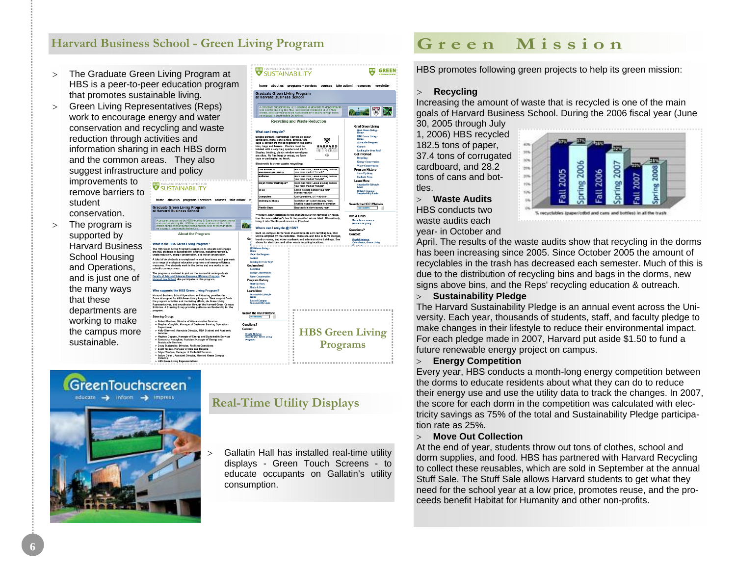## Harvard Business School - Green Living Program

- The Graduate Green Living Program at HBS is a peer-to-peer education program that promotes sustainable living.
- Green Living Representatives (Reps) work to encourage energy and water conservation and recycling and waste reduction through activities and information sharing in each HBS dorm and the common areas. They also suggest infrastructure and policy improvements to remove barriers to student conservation.
- The program is supported by Harvard Business School Housing and Operations, and is just one of the many ways that these departments are working to make the campus more sustainable.

HBS Green Living Programs

GreenTouchscreen

educate → inform → impress

## Real-Time Utility Displays

- Gallatin Hall has installed real-time utility displays - Green Touch Screens - to educate occupants on Gallatin's utility consumption.

## Green Mission

HBS promotes following green projects to help its green mission:

### Recycling

Increasing the amount of waste that is recycled is one of the main goals of Harvard Business School. During the 2006 fiscal year (June 30, 2005 through July 1, 2006) HBS recycled 182.5 tons of paper, 37.4 tons of corrugated cardboard, and 28.2 tons of cans and bottles.

Fall 2005
Spring 2006
Fall 2006
Spring 2007
Fall 2007
Spring 2008

37%
37%
35%
32%
29%
25%

40%
35%
30%
25%
20%
15%
10%
5%
0%

% recyclables (paper/cdbd and cans and bottles) in all the trash

### Waste Audits

HBS conducts two waste audits each year- in October and April. The results of the waste audits show that recycling in the dorms has been increasing since 2005. Since October 2005 the amount of recyclables in the trash has decreased each semester. Much of this is due to the distribution of recycling bins and bags in the dorms, new signs above bins, and the Reps' recycling education & outreach.

### Sustainability Pledge

The Harvard Sustainability Pledge is an annual event across the University. Each year, thousands of students, staff, and faculty pledge to make changes in their lifestyle to reduce their environmental impact. For each pledge made in 2007, Harvard put aside $1.50 to fund a future renewable energy project on campus.

### Energy Competition

Every year, HBS conducts a month-long energy competition between the dorms to educate residents about what they can do to reduce their energy use and use the utility data to track the changes. In 2007, the score for each dorm in the competition was calculated with electricity savings as 75% of the total and Sustainability Pledge participation rate as 25%.

### Move Out Collection

At the end of year, students throw out tons of clothes, school and dorm supplies, and food. HBS has partnered with Harvard Recycling to collect these reusables, which are sold in September at the annual Stuff Sale. The Stuff Sale allows Harvard students to get what they need for the school year at a low price, promotes reuse, and the proceeds benefit Habitat for Humanity and other non-profits.